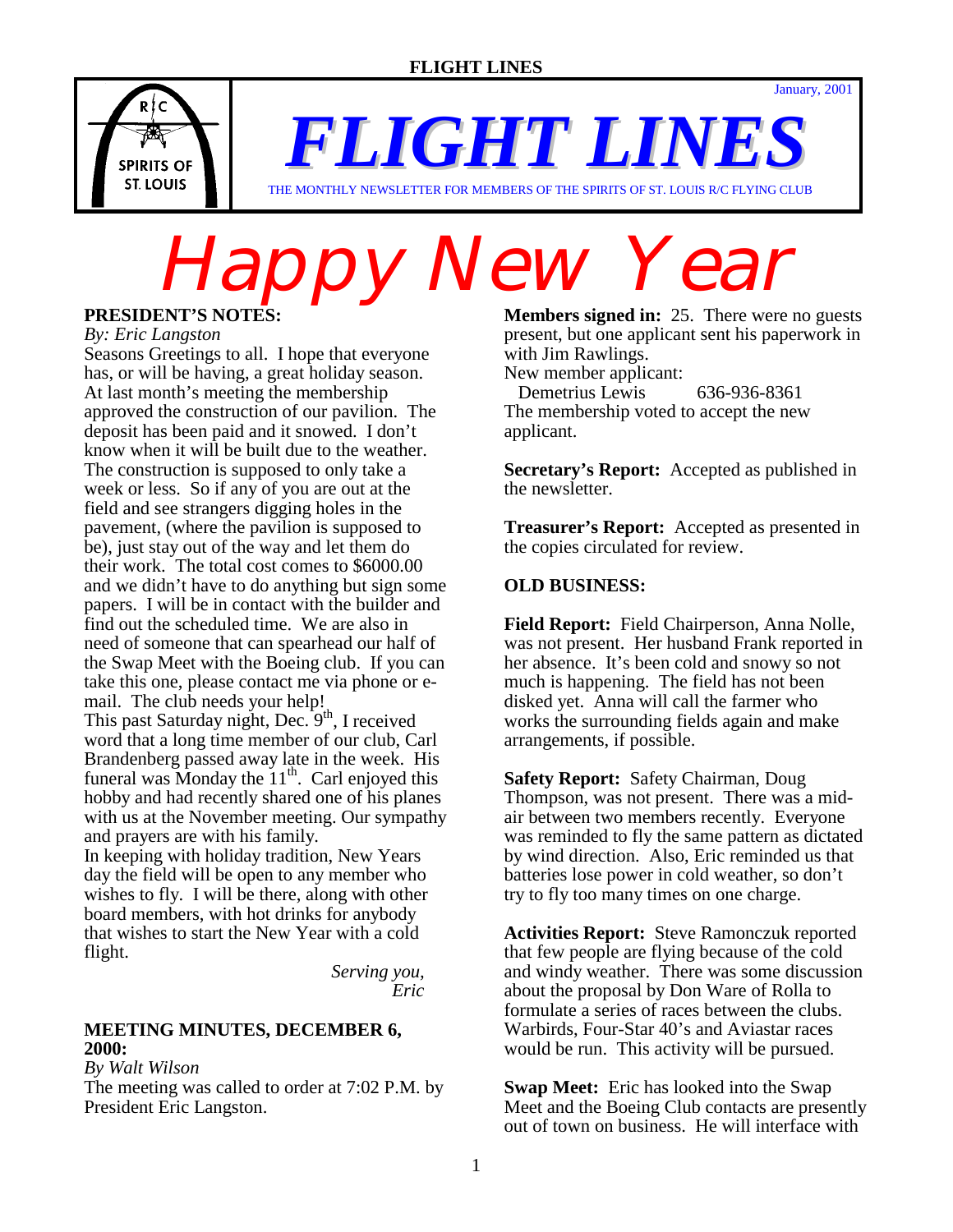# FLIGHT LINES

January, 2001

THE MONTHLY NEWSLETTER FOR MEMBERS OF THE SPIRITS OF ST. LOUIS R/C FLYING CLUB

# Happy New Year

**PRESIDENT'S NOTES:**

*By: Eric Langston*

Seasons Greetings to all. I hope that everyone has, or will be having, a great holiday season. At last month's meeting the membership approved the construction of our pavilion. The deposit has been paid and it snowed. I don't know when it will be built due to the weather. The construction is supposed to only take a week or less. So if any of you are out at the field and see strangers digging holes in the pavement, (where the pavilion is supposed to be), just stay out of the way and let them do their work. The total cost comes to $6000.00 and we didn't have to do anything but sign some papers. I will be in contact with the builder and find out the scheduled time. We are also in need of someone that can spearhead our half of the Swap Meet with the Boeing club. If you can take this one, please contact me via phone or e-mail. The club needs your help!

This past Saturday night, Dec. 9th, I received word that a long time member of our club, Carl Brandenberg passed away late in the week. His funeral was Monday the 11th. Carl enjoyed this hobby and had recently shared one of his planes with us at the November meeting. Our sympathy and prayers are with his family.

In keeping with holiday tradition, New Years day the field will be open to any member who wishes to fly. I will be there, along with other board members, with hot drinks for anybody that wishes to start the New Year with a cold flight.

*Serving you,*
*Eric*

**MEETING MINUTES, DECEMBER 6, 2000:**

*By Walt Wilson*

The meeting was called to order at 7:02 P.M. by President Eric Langston.

**Members signed in:** 25. There were no guests present, but one applicant sent his paperwork in with Jim Rawlings.

New member applicant:
Demetrius Lewis 636-936-8361

The membership voted to accept the new applicant.

**Secretary's Report:** Accepted as published in the newsletter.

**Treasurer's Report:** Accepted as presented in the copies circulated for review.

**OLD BUSINESS:**

**Field Report:** Field Chairperson, Anna Nolle, was not present. Her husband Frank reported in her absence. It's been cold and snowy so not much is happening. The field has not been disked yet. Anna will call the farmer who works the surrounding fields again and make arrangements, if possible.

**Safety Report:** Safety Chairman, Doug Thompson, was not present. There was a mid-air between two members recently. Everyone was reminded to fly the same pattern as dictated by wind direction. Also, Eric reminded us that batteries lose power in cold weather, so don't try to fly too many times on one charge.

**Activities Report:** Steve Ramonczuk reported that few people are flying because of the cold and windy weather. There was some discussion about the proposal by Don Ware of Rolla to formulate a series of races between the clubs. Warbirds, Four-Star 40's and Aviastar races would be run. This activity will be pursued.

**Swap Meet:** Eric has looked into the Swap Meet and the Boeing Club contacts are presently out of town on business. He will interface with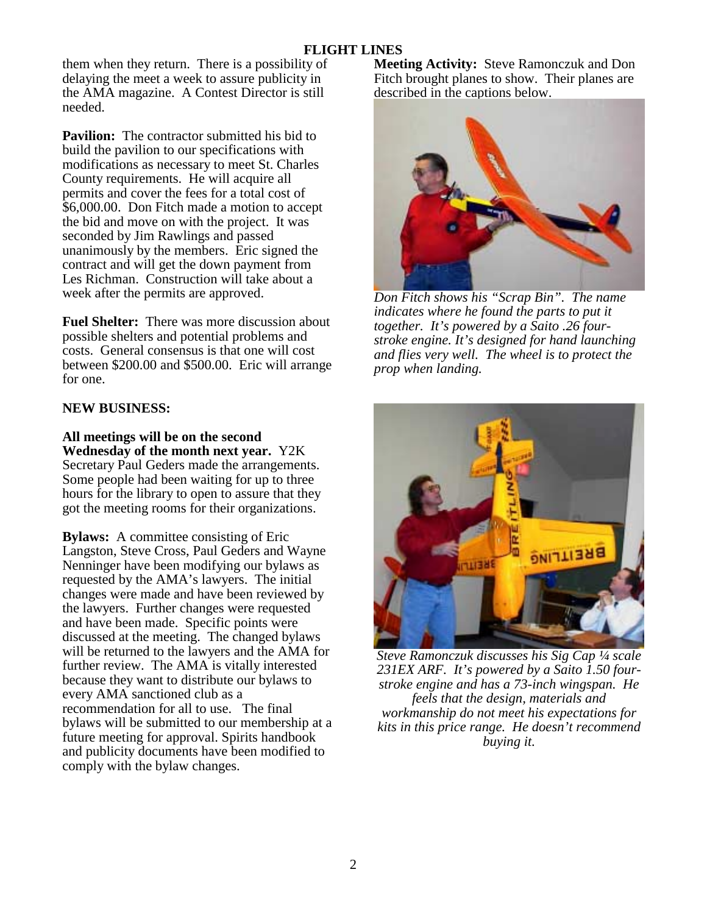them when they return. There is a possibility of delaying the meet a week to assure publicity in the AMA magazine. A Contest Director is still needed.

**Pavilion:** The contractor submitted his bid to build the pavilion to our specifications with modifications as necessary to meet St. Charles County requirements. He will acquire all permits and cover the fees for a total cost of $6,000.00. Don Fitch made a motion to accept the bid and move on with the project. It was seconded by Jim Rawlings and passed unanimously by the members. Eric signed the contract and will get the down payment from Les Richman. Construction will take about a week after the permits are approved.

**Fuel Shelter:** There was more discussion about possible shelters and potential problems and costs. General consensus is that one will cost between $200.00 and $500.00. Eric will arrange for one.

**NEW BUSINESS:**

**All meetings will be on the second Wednesday of the month next year.** Y2K Secretary Paul Geders made the arrangements. Some people had been waiting for up to three hours for the library to open to assure that they got the meeting rooms for their organizations.

**Bylaws:** A committee consisting of Eric Langston, Steve Cross, Paul Geders and Wayne Nenninger have been modifying our bylaws as requested by the AMA's lawyers. The initial changes were made and have been reviewed by the lawyers. Further changes were requested and have been made. Specific points were discussed at the meeting. The changed bylaws will be returned to the lawyers and the AMA for further review. The AMA is vitally interested because they want to distribute our bylaws to every AMA sanctioned club as a recommendation for all to use. The final bylaws will be submitted to our membership at a future meeting for approval. Spirits handbook and publicity documents have been modified to comply with the bylaw changes.

**Meeting Activity:** Steve Ramonczuk and Don Fitch brought planes to show. Their planes are described in the captions below.

*Don Fitch shows his "Scrap Bin". The name indicates where he found the parts to put it together. It's powered by a Saito .26 four-stroke engine. It's designed for hand launching and flies very well. The wheel is to protect the prop when landing.*

*Steve Ramonczuk discusses his Sig Cap ¼ scale 231EX ARF. It's powered by a Saito 1.50 four-stroke engine and has a 73-inch wingspan. He feels that the design, materials and workmanship do not meet his expectations for kits in this price range. He doesn't recommend buying it.*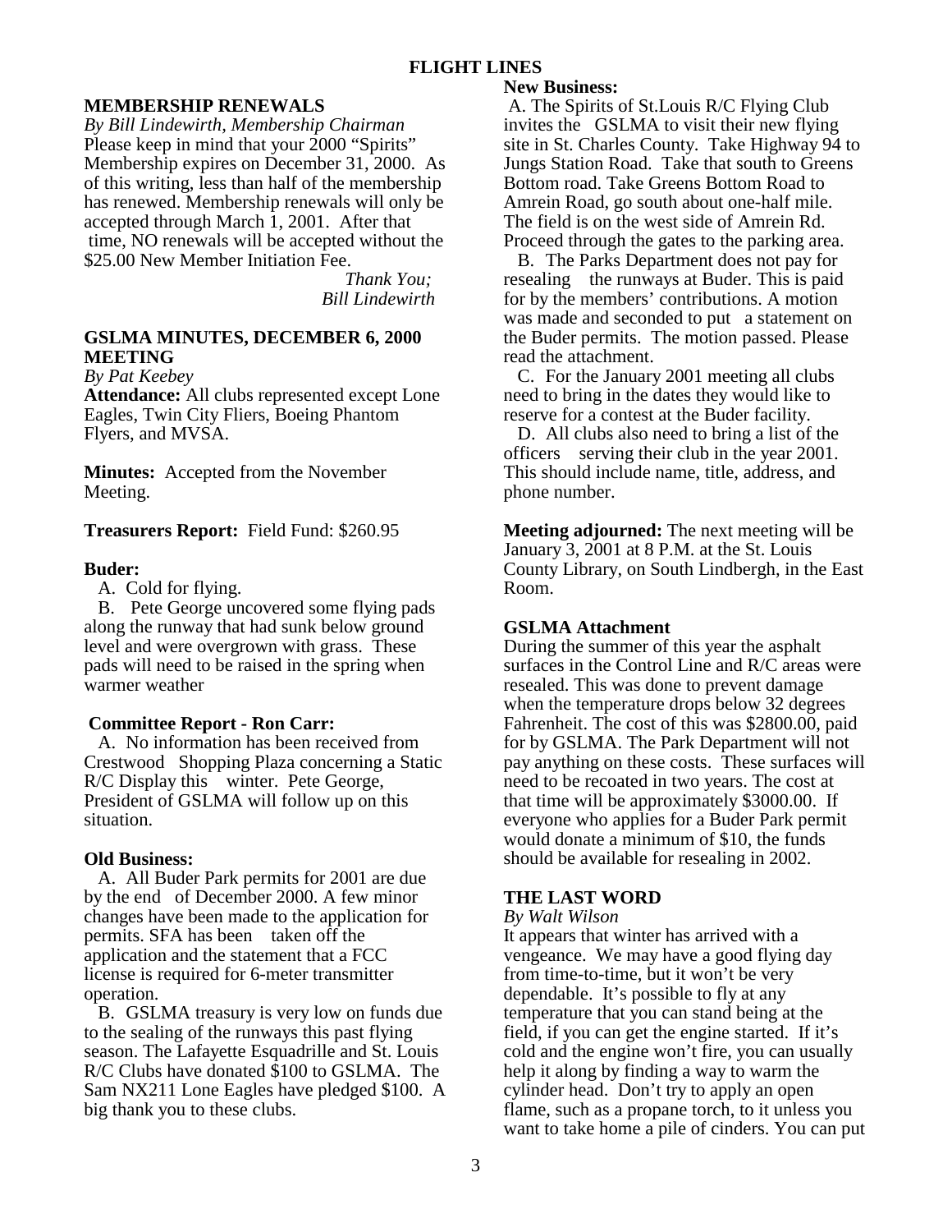## MEMBERSHIP RENEWALS

*By Bill Lindewirth, Membership Chairman*

Please keep in mind that your 2000 "Spirits" Membership expires on December 31, 2000. As of this writing, less than half of the membership has renewed. Membership renewals will only be accepted through March 1, 2001. After that time, NO renewals will be accepted without the $25.00 New Member Initiation Fee.

*Thank You;*
*Bill Lindewirth*

## GSLMA MINUTES, DECEMBER 6, 2000 MEETING

*By Pat Keebey*

**Attendance:** All clubs represented except Lone Eagles, Twin City Fliers, Boeing Phantom Flyers, and MVSA.

**Minutes:** Accepted from the November Meeting.

**Treasurers Report:** Field Fund: $260.95

**Buder:**

A. Cold for flying.

B. Pete George uncovered some flying pads along the runway that had sunk below ground level and were overgrown with grass. These pads will need to be raised in the spring when warmer weather

**Committee Report - Ron Carr:**

A. No information has been received from Crestwood Shopping Plaza concerning a Static R/C Display this winter. Pete George, President of GSLMA will follow up on this situation.

**Old Business:**

A. All Buder Park permits for 2001 are due by the end of December 2000. A few minor changes have been made to the application for permits. SFA has been taken off the application and the statement that a FCC license is required for 6-meter transmitter operation.

B. GSLMA treasury is very low on funds due to the sealing of the runways this past flying season. The Lafayette Esquadrille and St. Louis R/C Clubs have donated $100 to GSLMA. The Sam NX211 Lone Eagles have pledged $100. A big thank you to these clubs.

**New Business:**

A. The Spirits of St.Louis R/C Flying Club invites the GSLMA to visit their new flying site in St. Charles County. Take Highway 94 to Jungs Station Road. Take that south to Greens Bottom road. Take Greens Bottom Road to Amrein Road, go south about one-half mile. The field is on the west side of Amrein Rd. Proceed through the gates to the parking area.

B. The Parks Department does not pay for resealing the runways at Buder. This is paid for by the members' contributions. A motion was made and seconded to put a statement on the Buder permits. The motion passed. Please read the attachment.

C. For the January 2001 meeting all clubs need to bring in the dates they would like to reserve for a contest at the Buder facility.

D. All clubs also need to bring a list of the officers serving their club in the year 2001. This should include name, title, address, and phone number.

**Meeting adjourned:** The next meeting will be January 3, 2001 at 8 P.M. at the St. Louis County Library, on South Lindbergh, in the East Room.

## GSLMA Attachment

During the summer of this year the asphalt surfaces in the Control Line and R/C areas were resealed. This was done to prevent damage when the temperature drops below 32 degrees Fahrenheit. The cost of this was $2800.00, paid for by GSLMA. The Park Department will not pay anything on these costs. These surfaces will need to be recoated in two years. The cost at that time will be approximately $3000.00. If everyone who applies for a Buder Park permit would donate a minimum of $10, the funds should be available for resealing in 2002.

## THE LAST WORD

*By Walt Wilson*

It appears that winter has arrived with a vengeance. We may have a good flying day from time-to-time, but it won't be very dependable. It's possible to fly at any temperature that you can stand being at the field, if you can get the engine started. If it's cold and the engine won't fire, you can usually help it along by finding a way to warm the cylinder head. Don't try to apply an open flame, such as a propane torch, to it unless you want to take home a pile of cinders. You can put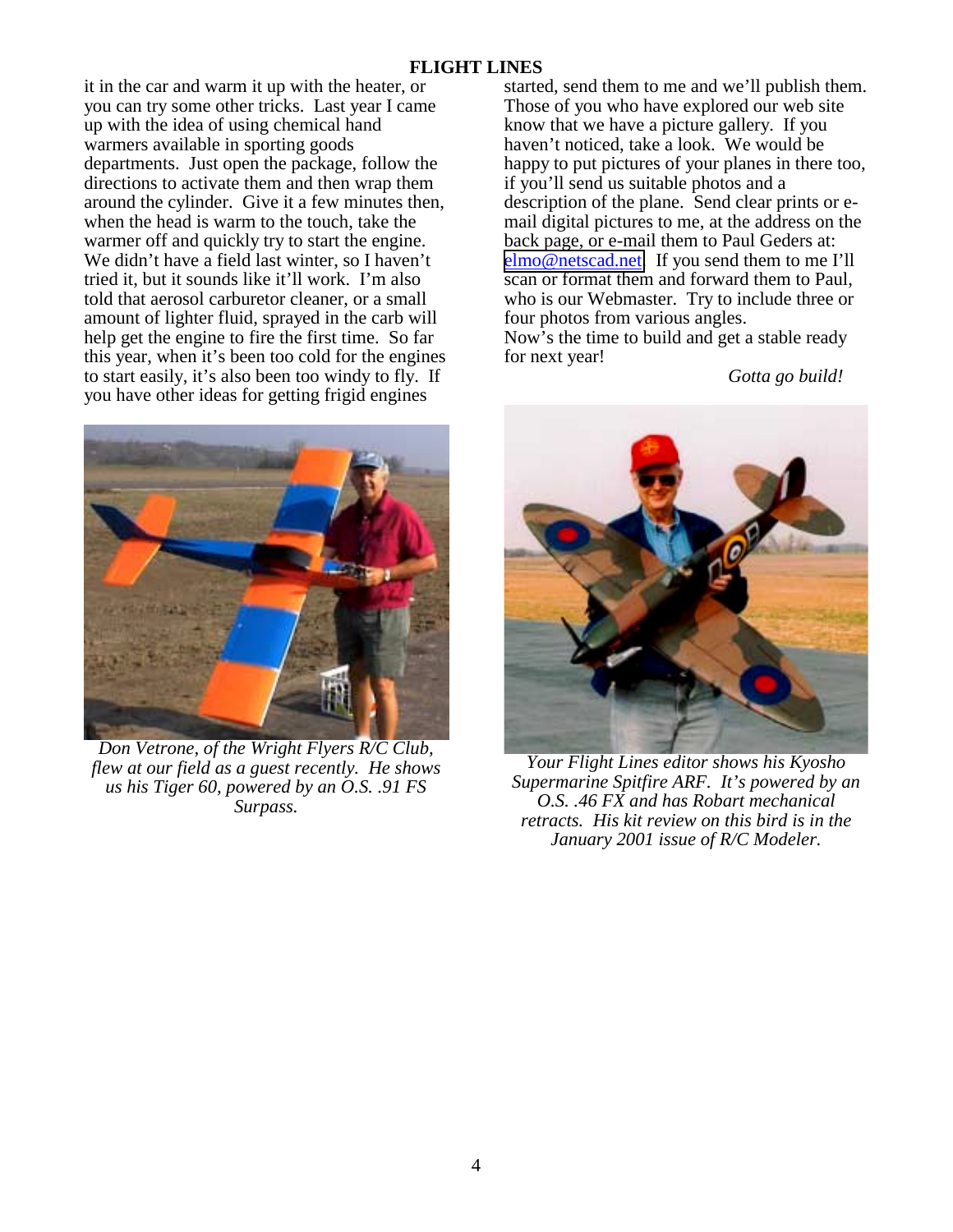it in the car and warm it up with the heater, or you can try some other tricks. Last year I came up with the idea of using chemical hand warmers available in sporting goods departments. Just open the package, follow the directions to activate them and then wrap them around the cylinder. Give it a few minutes then, when the head is warm to the touch, take the warmer off and quickly try to start the engine. We didn't have a field last winter, so I haven't tried it, but it sounds like it'll work. I'm also told that aerosol carburetor cleaner, or a small amount of lighter fluid, sprayed in the carb will help get the engine to fire the first time. So far this year, when it's been too cold for the engines to start easily, it's also been too windy to fly. If you have other ideas for getting frigid engines started, send them to me and we'll publish them.

Those of you who have explored our web site know that we have a picture gallery. If you haven't noticed, take a look. We would be happy to put pictures of your planes in there too, if you'll send us suitable photos and a description of the plane. Send clear prints or e-mail digital pictures to me, at the address on the back page, or e-mail them to Paul Geders at: elmo@netscad.net. If you send them to me I'll scan or format them and forward them to Paul, who is our Webmaster. Try to include three or four photos from various angles.

Now's the time to build and get a stable ready for next year!

*Gotta go build!*

*Don Vetrone, of the Wright Flyers R/C Club, flew at our field as a guest recently. He shows us his Tiger 60, powered by an O.S. .91 FS Surpass.*

*Your Flight Lines editor shows his Kyosho Supermarine Spitfire ARF. It's powered by an O.S. .46 FX and has Robart mechanical retracts. His kit review on this bird is in the January 2001 issue of R/C Modeler.*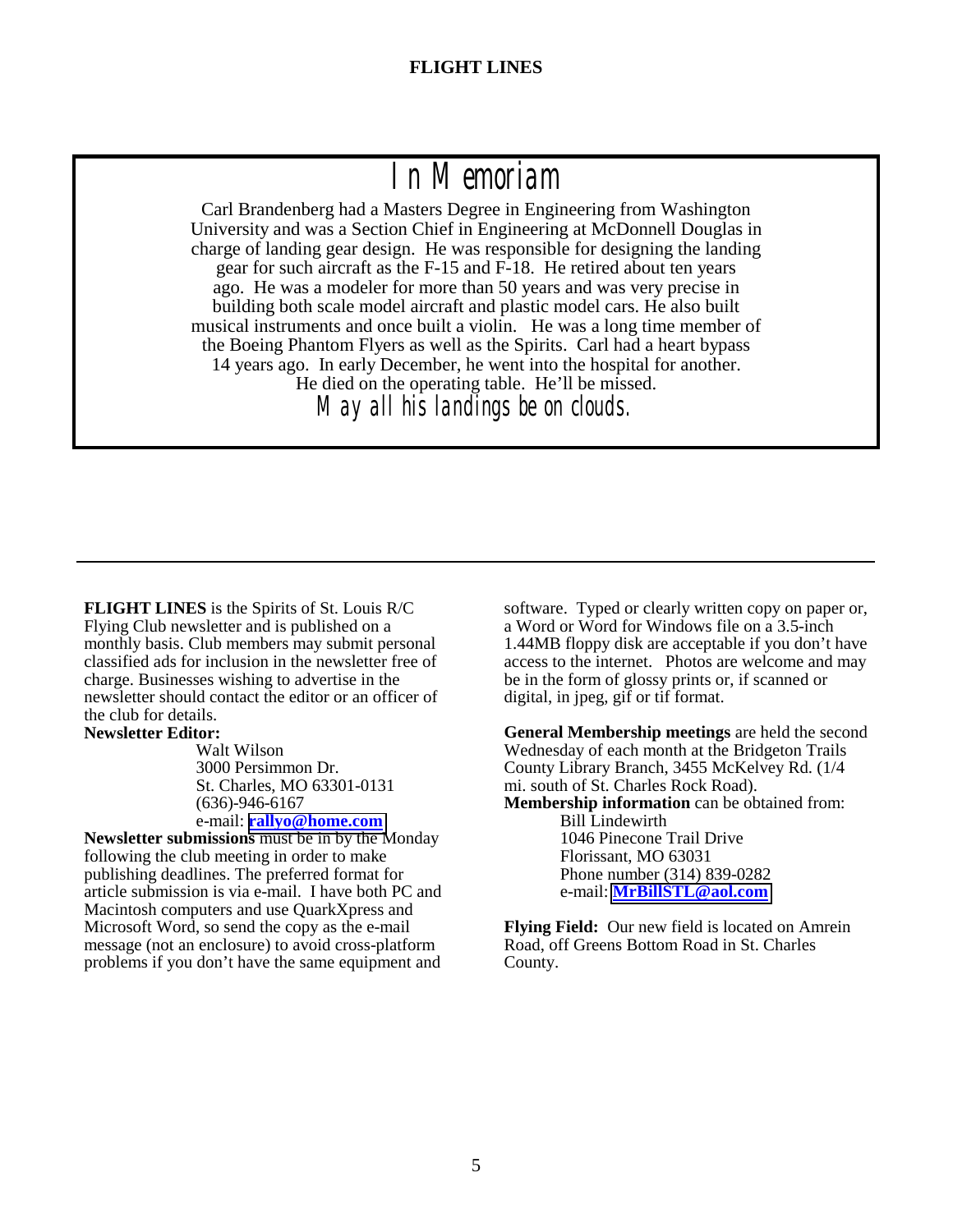# In Memoriam

Carl Brandenberg had a Masters Degree in Engineering from Washington University and was a Section Chief in Engineering at McDonnell Douglas in charge of landing gear design. He was responsible for designing the landing gear for such aircraft as the F-15 and F-18. He retired about ten years ago. He was a modeler for more than 50 years and was very precise in building both scale model aircraft and plastic model cars. He also built musical instruments and once built a violin. He was a long time member of the Boeing Phantom Flyers as well as the Spirits. Carl had a heart bypass 14 years ago. In early December, he went into the hospital for another. He died on the operating table. He'll be missed.

*May all his landings be on clouds.*

---

**FLIGHT LINES** is the Spirits of St. Louis R/C Flying Club newsletter and is published on a monthly basis. Club members may submit personal classified ads for inclusion in the newsletter free of charge. Businesses wishing to advertise in the newsletter should contact the editor or an officer of the club for details.

**Newsletter Editor:**

Walt Wilson
3000 Persimmon Dr.
St. Charles, MO 63301-0131
(636)-946-6167
e-mail: **rallyo@home.com**

**Newsletter submissions** must be in by the Monday following the club meeting in order to make publishing deadlines. The preferred format for article submission is via e-mail. I have both PC and Macintosh computers and use QuarkXpress and Microsoft Word, so send the copy as the e-mail message (not an enclosure) to avoid cross-platform problems if you don't have the same equipment and software. Typed or clearly written copy on paper or, a Word or Word for Windows file on a 3.5-inch 1.44MB floppy disk are acceptable if you don't have access to the internet. Photos are welcome and may be in the form of glossy prints or, if scanned or digital, in jpeg, gif or tif format.

**General Membership meetings** are held the second Wednesday of each month at the Bridgeton Trails County Library Branch, 3455 McKelvey Rd. (1/4 mi. south of St. Charles Rock Road).

**Membership information** can be obtained from:

Bill Lindewirth
1046 Pinecone Trail Drive
Florissant, MO 63031
Phone number (314) 839-0282
e-mail: **MrBillSTL@aol.com**

**Flying Field:** Our new field is located on Amrein Road, off Greens Bottom Road in St. Charles County.